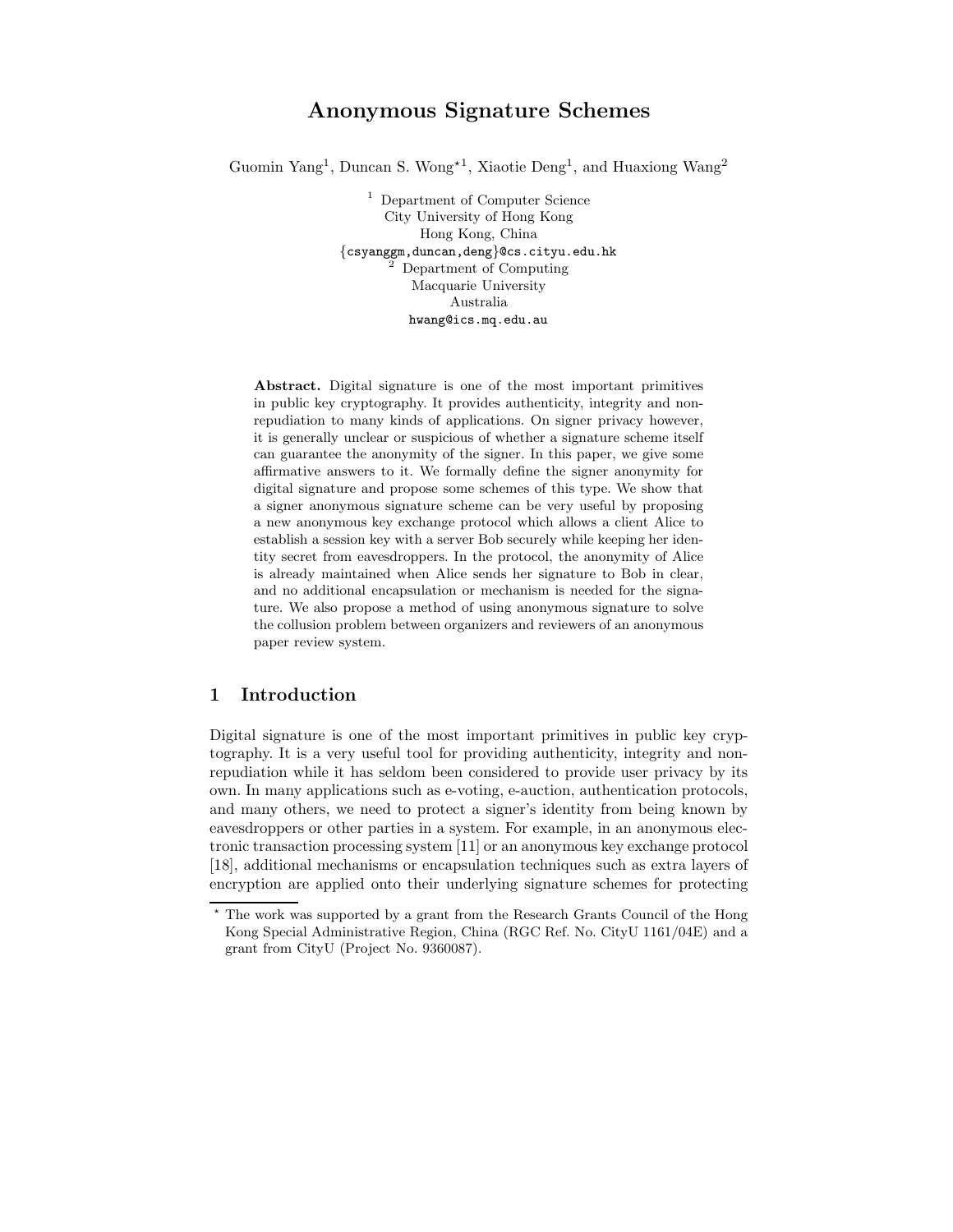# Anonymous Signature Schemes

Guomin Yang[1], Duncan S. Wong*[1], Xiaotie Deng[1], and Huaxiong Wang[2]

[1] Department of Computer Science
City University of Hong Kong
Hong Kong, China
{csyanggm,duncan,deng}@cs.cityu.edu.hk

[2] Department of Computing
Macquarie University
Australia
hwang@ics.mq.edu.au

**Abstract.** Digital signature is one of the most important primitives in public key cryptography. It provides authenticity, integrity and non-repudiation to many kinds of applications. On signer privacy however, it is generally unclear or suspicious of whether a signature scheme itself can guarantee the anonymity of the signer. In this paper, we give some affirmative answers to it. We formally define the signer anonymity for digital signature and propose some schemes of this type. We show that a signer anonymous signature scheme can be very useful by proposing a new anonymous key exchange protocol which allows a client Alice to establish a session key with a server Bob securely while keeping her identity secret from eavesdroppers. In the protocol, the anonymity of Alice is already maintained when Alice sends her signature to Bob in clear, and no additional encapsulation or mechanism is needed for the signature. We also propose a method of using anonymous signature to solve the collusion problem between organizers and reviewers of an anonymous paper review system.

## 1 Introduction

Digital signature is one of the most important primitives in public key cryptography. It is a very useful tool for providing authenticity, integrity and non-repudiation while it has seldom been considered to provide user privacy by its own. In many applications such as e-voting, e-auction, authentication protocols, and many others, we need to protect a signer's identity from being known by eavesdroppers or other parties in a system. For example, in an anonymous electronic transaction processing system [11] or an anonymous key exchange protocol [18], additional mechanisms or encapsulation techniques such as extra layers of encryption are applied onto their underlying signature schemes for protecting

* The work was supported by a grant from the Research Grants Council of the Hong Kong Special Administrative Region, China (RGC Ref. No. CityU 1161/04E) and a grant from CityU (Project No. 9360087).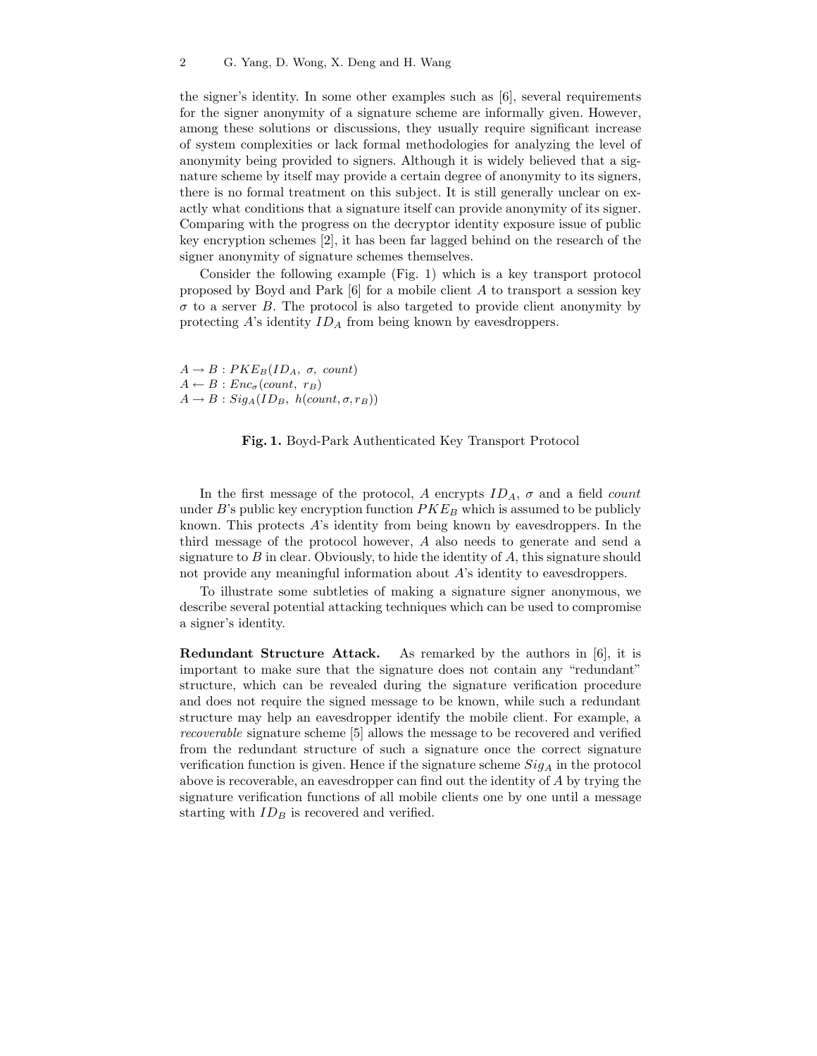the signer's identity. In some other examples such as [6], several requirements for the signer anonymity of a signature scheme are informally given. However, among these solutions or discussions, they usually require significant increase of system complexities or lack formal methodologies for analyzing the level of anonymity being provided to signers. Although it is widely believed that a signature scheme by itself may provide a certain degree of anonymity to its signers, there is no formal treatment on this subject. It is still generally unclear on exactly what conditions that a signature itself can provide anonymity of its signer. Comparing with the progress on the decryptor identity exposure issue of public key encryption schemes [2], it has been far lagged behind on the research of the signer anonymity of signature schemes themselves.

Consider the following example (Fig. 1) which is a key transport protocol proposed by Boyd and Park [6] for a mobile client $A$ to transport a session key $\sigma$ to a server $B$. The protocol is also targeted to provide client anonymity by protecting $A$'s identity $ID_A$ from being known by eavesdroppers.

$A \rightarrow B : PKE_B(ID_A,\ \sigma,\ count)$
$A \leftarrow B : Enc_\sigma(count,\ r_B)$
$A \rightarrow B : Sig_A(ID_B,\ h(count, \sigma, r_B))$

**Fig. 1.** Boyd-Park Authenticated Key Transport Protocol

In the first message of the protocol, $A$ encrypts $ID_A$, $\sigma$ and a field *count* under $B$'s public key encryption function $PKE_B$ which is assumed to be publicly known. This protects $A$'s identity from being known by eavesdroppers. In the third message of the protocol however, $A$ also needs to generate and send a signature to $B$ in clear. Obviously, to hide the identity of $A$, this signature should not provide any meaningful information about $A$'s identity to eavesdroppers.

To illustrate some subtleties of making a signature signer anonymous, we describe several potential attacking techniques which can be used to compromise a signer's identity.

**Redundant Structure Attack.** As remarked by the authors in [6], it is important to make sure that the signature does not contain any "redundant" structure, which can be revealed during the signature verification procedure and does not require the signed message to be known, while such a redundant structure may help an eavesdropper identify the mobile client. For example, a *recoverable* signature scheme [5] allows the message to be recovered and verified from the redundant structure of such a signature once the correct signature verification function is given. Hence if the signature scheme $Sig_A$ in the protocol above is recoverable, an eavesdropper can find out the identity of $A$ by trying the signature verification functions of all mobile clients one by one until a message starting with $ID_B$ is recovered and verified.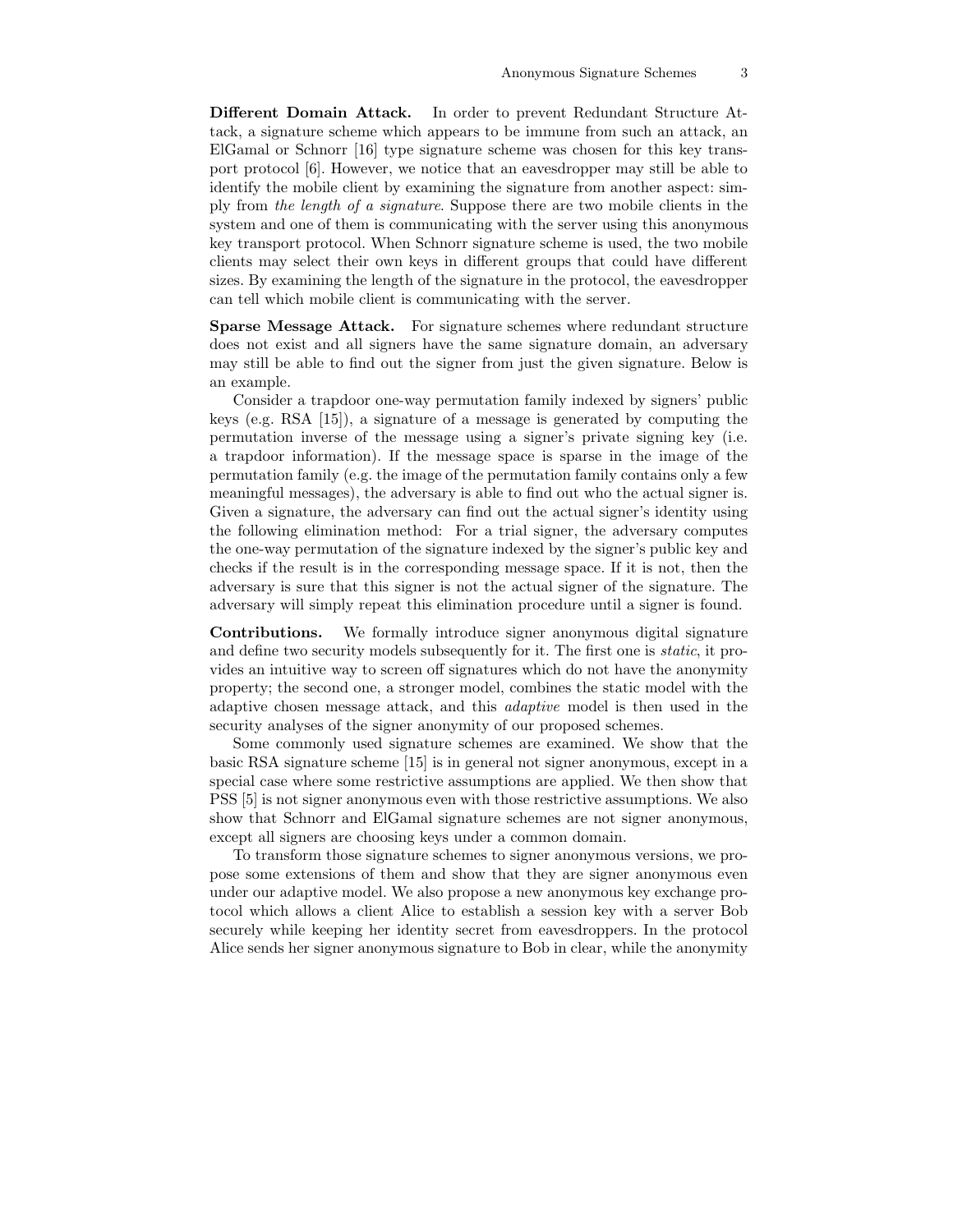**Different Domain Attack.** In order to prevent Redundant Structure Attack, a signature scheme which appears to be immune from such an attack, an ElGamal or Schnorr [16] type signature scheme was chosen for this key transport protocol [6]. However, we notice that an eavesdropper may still be able to identify the mobile client by examining the signature from another aspect: simply from *the length of a signature*. Suppose there are two mobile clients in the system and one of them is communicating with the server using this anonymous key transport protocol. When Schnorr signature scheme is used, the two mobile clients may select their own keys in different groups that could have different sizes. By examining the length of the signature in the protocol, the eavesdropper can tell which mobile client is communicating with the server.

**Sparse Message Attack.** For signature schemes where redundant structure does not exist and all signers have the same signature domain, an adversary may still be able to find out the signer from just the given signature. Below is an example.

Consider a trapdoor one-way permutation family indexed by signers' public keys (e.g. RSA [15]), a signature of a message is generated by computing the permutation inverse of the message using a signer's private signing key (i.e. a trapdoor information). If the message space is sparse in the image of the permutation family (e.g. the image of the permutation family contains only a few meaningful messages), the adversary is able to find out who the actual signer is. Given a signature, the adversary can find out the actual signer's identity using the following elimination method: For a trial signer, the adversary computes the one-way permutation of the signature indexed by the signer's public key and checks if the result is in the corresponding message space. If it is not, then the adversary is sure that this signer is not the actual signer of the signature. The adversary will simply repeat this elimination procedure until a signer is found.

**Contributions.** We formally introduce signer anonymous digital signature and define two security models subsequently for it. The first one is *static*, it provides an intuitive way to screen off signatures which do not have the anonymity property; the second one, a stronger model, combines the static model with the adaptive chosen message attack, and this *adaptive* model is then used in the security analyses of the signer anonymity of our proposed schemes.

Some commonly used signature schemes are examined. We show that the basic RSA signature scheme [15] is in general not signer anonymous, except in a special case where some restrictive assumptions are applied. We then show that PSS [5] is not signer anonymous even with those restrictive assumptions. We also show that Schnorr and ElGamal signature schemes are not signer anonymous, except all signers are choosing keys under a common domain.

To transform those signature schemes to signer anonymous versions, we propose some extensions of them and show that they are signer anonymous even under our adaptive model. We also propose a new anonymous key exchange protocol which allows a client Alice to establish a session key with a server Bob securely while keeping her identity secret from eavesdroppers. In the protocol Alice sends her signer anonymous signature to Bob in clear, while the anonymity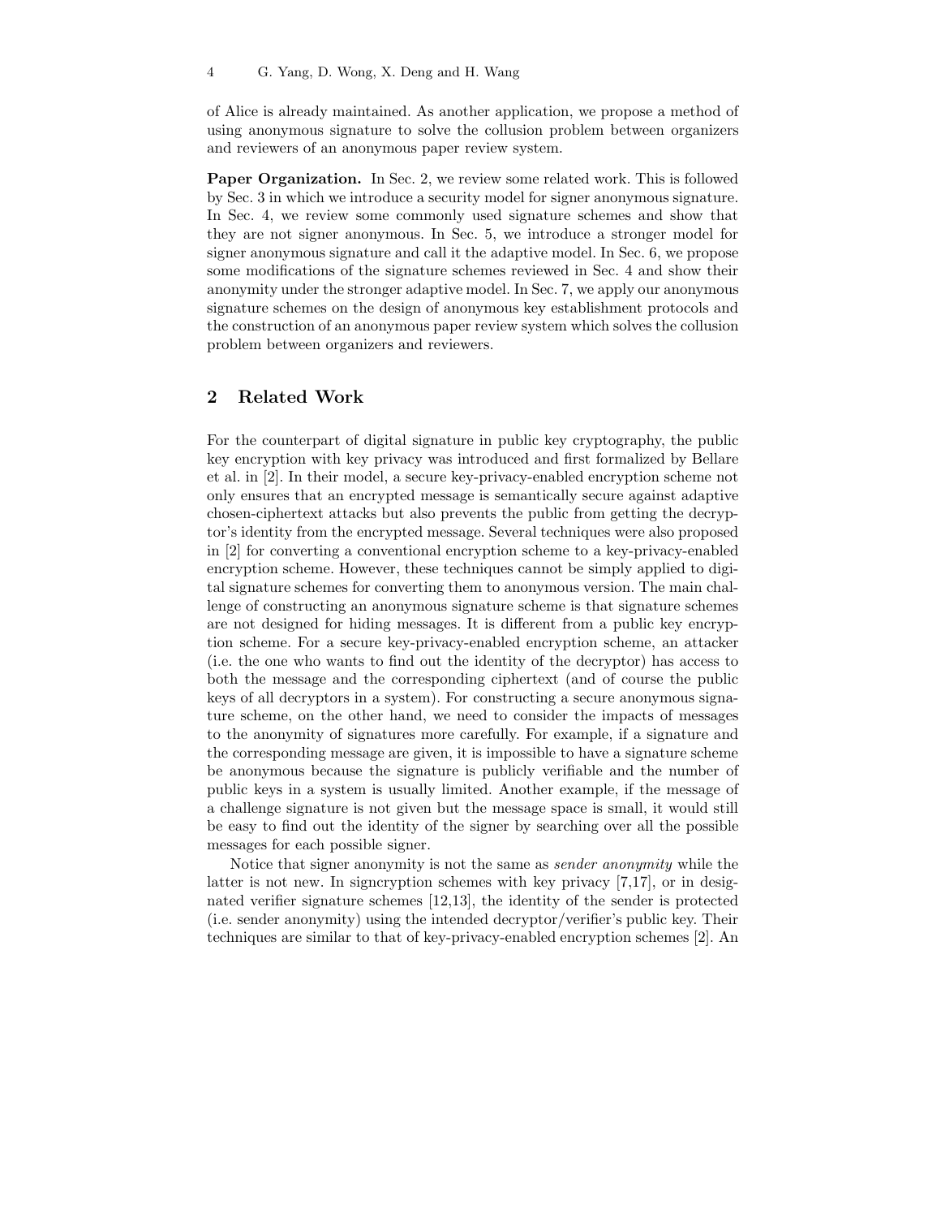of Alice is already maintained. As another application, we propose a method of using anonymous signature to solve the collusion problem between organizers and reviewers of an anonymous paper review system.

**Paper Organization.** In Sec. 2, we review some related work. This is followed by Sec. 3 in which we introduce a security model for signer anonymous signature. In Sec. 4, we review some commonly used signature schemes and show that they are not signer anonymous. In Sec. 5, we introduce a stronger model for signer anonymous signature and call it the adaptive model. In Sec. 6, we propose some modifications of the signature schemes reviewed in Sec. 4 and show their anonymity under the stronger adaptive model. In Sec. 7, we apply our anonymous signature schemes on the design of anonymous key establishment protocols and the construction of an anonymous paper review system which solves the collusion problem between organizers and reviewers.

## 2 Related Work

For the counterpart of digital signature in public key cryptography, the public key encryption with key privacy was introduced and first formalized by Bellare et al. in [2]. In their model, a secure key-privacy-enabled encryption scheme not only ensures that an encrypted message is semantically secure against adaptive chosen-ciphertext attacks but also prevents the public from getting the decryptor's identity from the encrypted message. Several techniques were also proposed in [2] for converting a conventional encryption scheme to a key-privacy-enabled encryption scheme. However, these techniques cannot be simply applied to digital signature schemes for converting them to anonymous version. The main challenge of constructing an anonymous signature scheme is that signature schemes are not designed for hiding messages. It is different from a public key encryption scheme. For a secure key-privacy-enabled encryption scheme, an attacker (i.e. the one who wants to find out the identity of the decryptor) has access to both the message and the corresponding ciphertext (and of course the public keys of all decryptors in a system). For constructing a secure anonymous signature scheme, on the other hand, we need to consider the impacts of messages to the anonymity of signatures more carefully. For example, if a signature and the corresponding message are given, it is impossible to have a signature scheme be anonymous because the signature is publicly verifiable and the number of public keys in a system is usually limited. Another example, if the message of a challenge signature is not given but the message space is small, it would still be easy to find out the identity of the signer by searching over all the possible messages for each possible signer.

Notice that signer anonymity is not the same as *sender anonymity* while the latter is not new. In signcryption schemes with key privacy [7,17], or in designated verifier signature schemes [12,13], the identity of the sender is protected (i.e. sender anonymity) using the intended decryptor/verifier's public key. Their techniques are similar to that of key-privacy-enabled encryption schemes [2]. An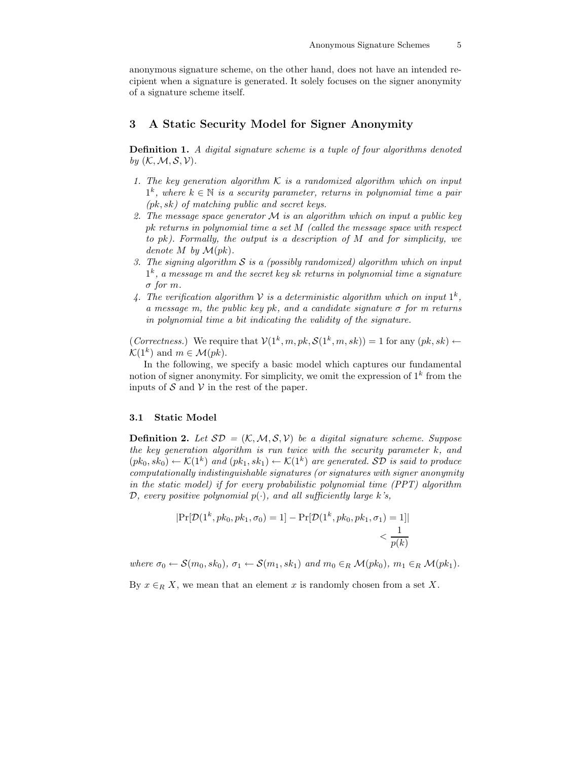anonymous signature scheme, on the other hand, does not have an intended recipient when a signature is generated. It solely focuses on the signer anonymity of a signature scheme itself.

## 3 A Static Security Model for Signer Anonymity

**Definition 1.** *A digital signature scheme is a tuple of four algorithms denoted by* $(\mathcal{K}, \mathcal{M}, \mathcal{S}, \mathcal{V})$*.*

1. *The key generation algorithm* $\mathcal{K}$ *is a randomized algorithm which on input* $1^k$*, where* $k \in \mathbb{N}$ *is a security parameter, returns in polynomial time a pair* $(pk, sk)$ *of matching public and secret keys.*
2. *The message space generator* $\mathcal{M}$ *is an algorithm which on input a public key* $pk$ *returns in polynomial time a set* $M$ *(called the message space with respect to* $pk$*). Formally, the output is a description of* $M$ *and for simplicity, we denote* $M$ *by* $\mathcal{M}(pk)$*.*
3. *The signing algorithm* $\mathcal{S}$ *is a (possibly randomized) algorithm which on input* $1^k$*, a message* $m$ *and the secret key* $sk$ *returns in polynomial time a signature* $\sigma$ *for* $m$*.*
4. *The verification algorithm* $\mathcal{V}$ *is a deterministic algorithm which on input* $1^k$*, a message* $m$*, the public key* $pk$*, and a candidate signature* $\sigma$ *for* $m$ *returns in polynomial time a bit indicating the validity of the signature.*

(*Correctness.*) We require that $\mathcal{V}(1^k, m, pk, \mathcal{S}(1^k, m, sk)) = 1$ for any $(pk, sk) \leftarrow \mathcal{K}(1^k)$ and $m \in \mathcal{M}(pk)$.

In the following, we specify a basic model which captures our fundamental notion of signer anonymity. For simplicity, we omit the expression of $1^k$ from the inputs of $\mathcal{S}$ and $\mathcal{V}$ in the rest of the paper.

### 3.1 Static Model

**Definition 2.** *Let* $\mathcal{SD} = (\mathcal{K}, \mathcal{M}, \mathcal{S}, \mathcal{V})$ *be a digital signature scheme. Suppose the key generation algorithm is run twice with the security parameter* $k$*, and* $(pk_0, sk_0) \leftarrow \mathcal{K}(1^k)$ *and* $(pk_1, sk_1) \leftarrow \mathcal{K}(1^k)$ *are generated.* $\mathcal{SD}$ *is said to produce computationally indistinguishable signatures (or signatures with signer anonymity in the static model) if for every probabilistic polynomial time (PPT) algorithm* $\mathcal{D}$*, every positive polynomial* $p(\cdot)$*, and all sufficiently large* $k$*'s,*

$$|\Pr[\mathcal{D}(1^k, pk_0, pk_1, \sigma_0) = 1] - \Pr[\mathcal{D}(1^k, pk_0, pk_1, \sigma_1) = 1]| < \frac{1}{p(k)}$$

*where* $\sigma_0 \leftarrow \mathcal{S}(m_0, sk_0)$*,* $\sigma_1 \leftarrow \mathcal{S}(m_1, sk_1)$ *and* $m_0 \in_R \mathcal{M}(pk_0)$*,* $m_1 \in_R \mathcal{M}(pk_1)$*.*

By $x \in_R X$, we mean that an element $x$ is randomly chosen from a set $X$.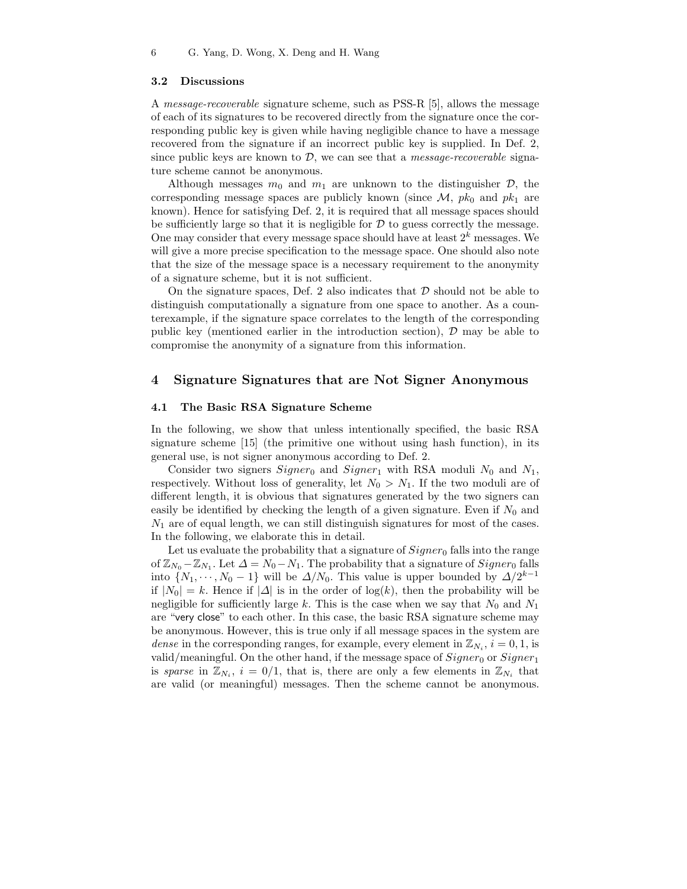### 3.2 Discussions

A *message-recoverable* signature scheme, such as PSS-R [5], allows the message of each of its signatures to be recovered directly from the signature once the corresponding public key is given while having negligible chance to have a message recovered from the signature if an incorrect public key is supplied. In Def. 2, since public keys are known to $\mathcal{D}$, we can see that a *message-recoverable* signature scheme cannot be anonymous.

Although messages $m_0$ and $m_1$ are unknown to the distinguisher $\mathcal{D}$, the corresponding message spaces are publicly known (since $\mathcal{M}$, $pk_0$ and $pk_1$ are known). Hence for satisfying Def. 2, it is required that all message spaces should be sufficiently large so that it is negligible for $\mathcal{D}$ to guess correctly the message. One may consider that every message space should have at least $2^k$ messages. We will give a more precise specification to the message space. One should also note that the size of the message space is a necessary requirement to the anonymity of a signature scheme, but it is not sufficient.

On the signature spaces, Def. 2 also indicates that $\mathcal{D}$ should not be able to distinguish computationally a signature from one space to another. As a counterexample, if the signature space correlates to the length of the corresponding public key (mentioned earlier in the introduction section), $\mathcal{D}$ may be able to compromise the anonymity of a signature from this information.

## 4 Signature Signatures that are Not Signer Anonymous

### 4.1 The Basic RSA Signature Scheme

In the following, we show that unless intentionally specified, the basic RSA signature scheme [15] (the primitive one without using hash function), in its general use, is not signer anonymous according to Def. 2.

Consider two signers $Signer_0$ and $Signer_1$ with RSA moduli $N_0$ and $N_1$, respectively. Without loss of generality, let $N_0 > N_1$. If the two moduli are of different length, it is obvious that signatures generated by the two signers can easily be identified by checking the length of a given signature. Even if $N_0$ and $N_1$ are of equal length, we can still distinguish signatures for most of the cases. In the following, we elaborate this in detail.

Let us evaluate the probability that a signature of $Signer_0$ falls into the range of $\mathbb{Z}_{N_0} - \mathbb{Z}_{N_1}$. Let $\Delta = N_0 - N_1$. The probability that a signature of $Signer_0$ falls into $\{N_1, \cdots, N_0 - 1\}$ will be $\Delta/N_0$. This value is upper bounded by $\Delta/2^{k-1}$ if $|N_0| = k$. Hence if $|\Delta|$ is in the order of $\log(k)$, then the probability will be negligible for sufficiently large $k$. This is the case when we say that $N_0$ and $N_1$ are "very close" to each other. In this case, the basic RSA signature scheme may be anonymous. However, this is true only if all message spaces in the system are *dense* in the corresponding ranges, for example, every element in $\mathbb{Z}_{N_i}$, $i = 0, 1$, is valid/meaningful. On the other hand, if the message space of $Signer_0$ or $Signer_1$ is *sparse* in $\mathbb{Z}_{N_i}$, $i = 0/1$, that is, there are only a few elements in $\mathbb{Z}_{N_i}$ that are valid (or meaningful) messages. Then the scheme cannot be anonymous.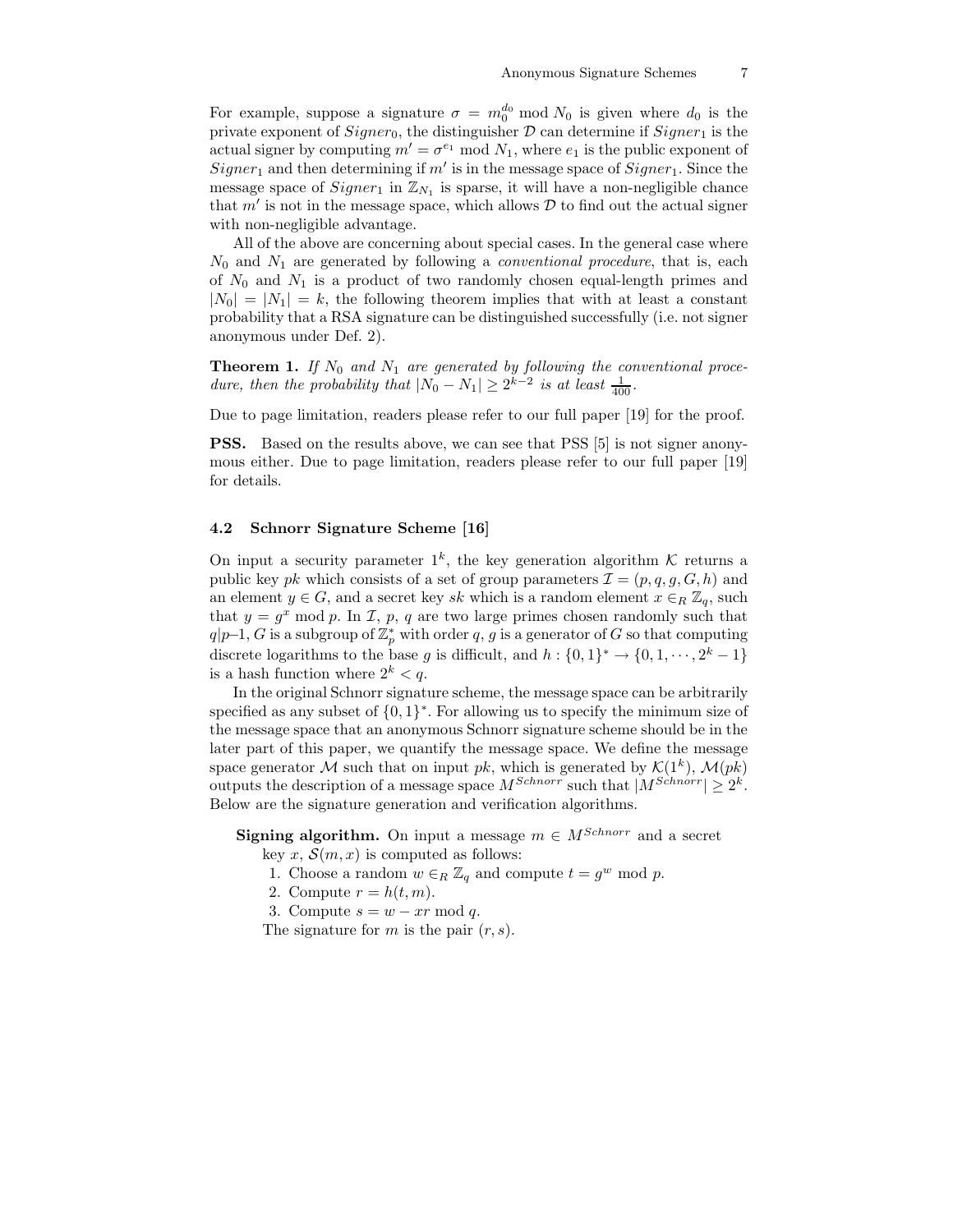For example, suppose a signature $\sigma = m_0^{d_0} \bmod N_0$ is given where $d_0$ is the private exponent of $Signer_0$, the distinguisher $\mathcal{D}$ can determine if $Signer_1$ is the actual signer by computing $m' = \sigma^{e_1} \bmod N_1$, where $e_1$ is the public exponent of $Signer_1$ and then determining if $m'$ is in the message space of $Signer_1$. Since the message space of $Signer_1$ in $\mathbb{Z}_{N_1}$ is sparse, it will have a non-negligible chance that $m'$ is not in the message space, which allows $\mathcal{D}$ to find out the actual signer with non-negligible advantage.

All of the above are concerning about special cases. In the general case where $N_0$ and $N_1$ are generated by following a *conventional procedure*, that is, each of $N_0$ and $N_1$ is a product of two randomly chosen equal-length primes and $|N_0| = |N_1| = k$, the following theorem implies that with at least a constant probability that a RSA signature can be distinguished successfully (i.e. not signer anonymous under Def. 2).

**Theorem 1.** *If $N_0$ and $N_1$ are generated by following the conventional procedure, then the probability that $|N_0 - N_1| \geq 2^{k-2}$ is at least $\frac{1}{400}$.*

Due to page limitation, readers please refer to our full paper [19] for the proof.

**PSS.** Based on the results above, we can see that PSS [5] is not signer anonymous either. Due to page limitation, readers please refer to our full paper [19] for details.

### 4.2 Schnorr Signature Scheme [16]

On input a security parameter $1^k$, the key generation algorithm $\mathcal{K}$ returns a public key $pk$ which consists of a set of group parameters $\mathcal{I} = (p, q, g, G, h)$ and an element $y \in G$, and a secret key $sk$ which is a random element $x \in_R \mathbb{Z}_q$, such that $y = g^x \bmod p$. In $\mathcal{I}$, $p$, $q$ are two large primes chosen randomly such that $q|p{-}1$, $G$ is a subgroup of $\mathbb{Z}_p^*$ with order $q$, $g$ is a generator of $G$ so that computing discrete logarithms to the base $g$ is difficult, and $h : \{0,1\}^* \rightarrow \{0, 1, \cdots, 2^k - 1\}$ is a hash function where $2^k < q$.

In the original Schnorr signature scheme, the message space can be arbitrarily specified as any subset of $\{0,1\}^*$. For allowing us to specify the minimum size of the message space that an anonymous Schnorr signature scheme should be in the later part of this paper, we quantify the message space. We define the message space generator $\mathcal{M}$ such that on input $pk$, which is generated by $\mathcal{K}(1^k)$, $\mathcal{M}(pk)$ outputs the description of a message space $M^{Schnorr}$ such that $|M^{Schnorr}| \geq 2^k$. Below are the signature generation and verification algorithms.

**Signing algorithm.** On input a message $m \in M^{Schnorr}$ and a secret key $x$, $\mathcal{S}(m, x)$ is computed as follows:

1. Choose a random $w \in_R \mathbb{Z}_q$ and compute $t = g^w \bmod p$.
2. Compute $r = h(t, m)$.
3. Compute $s = w - xr \bmod q$.

The signature for $m$ is the pair $(r, s)$.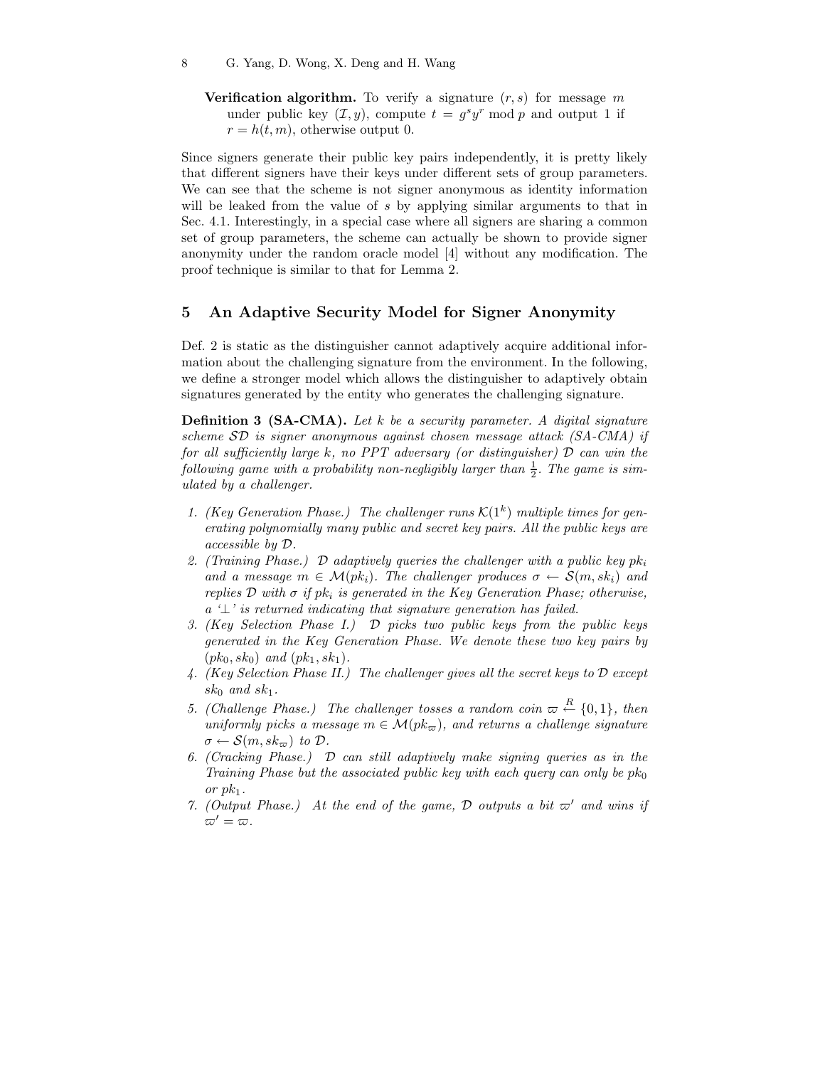**Verification algorithm.** To verify a signature $(r, s)$ for message $m$ under public key $(\mathcal{I}, y)$, compute $t = g^s y^r \bmod p$ and output 1 if $r = h(t, m)$, otherwise output 0.

Since signers generate their public key pairs independently, it is pretty likely that different signers have their keys under different sets of group parameters. We can see that the scheme is not signer anonymous as identity information will be leaked from the value of $s$ by applying similar arguments to that in Sec. 4.1. Interestingly, in a special case where all signers are sharing a common set of group parameters, the scheme can actually be shown to provide signer anonymity under the random oracle model [4] without any modification. The proof technique is similar to that for Lemma 2.

## 5 An Adaptive Security Model for Signer Anonymity

Def. 2 is static as the distinguisher cannot adaptively acquire additional information about the challenging signature from the environment. In the following, we define a stronger model which allows the distinguisher to adaptively obtain signatures generated by the entity who generates the challenging signature.

**Definition 3 (SA-CMA).** *Let $k$ be a security parameter. A digital signature scheme $\mathcal{SD}$ is signer anonymous against chosen message attack (SA-CMA) if for all sufficiently large $k$, no PPT adversary (or distinguisher) $\mathcal{D}$ can win the following game with a probability non-negligibly larger than $\frac{1}{2}$. The game is simulated by a challenger.*

1. *(Key Generation Phase.) The challenger runs $\mathcal{K}(1^k)$ multiple times for generating polynomially many public and secret key pairs. All the public keys are accessible by $\mathcal{D}$.*
2. *(Training Phase.) $\mathcal{D}$ adaptively queries the challenger with a public key $pk_i$ and a message $m \in \mathcal{M}(pk_i)$. The challenger produces $\sigma \leftarrow \mathcal{S}(m, sk_i)$ and replies $\mathcal{D}$ with $\sigma$ if $pk_i$ is generated in the Key Generation Phase; otherwise, a '$\perp$' is returned indicating that signature generation has failed.*
3. *(Key Selection Phase I.) $\mathcal{D}$ picks two public keys from the public keys generated in the Key Generation Phase. We denote these two key pairs by $(pk_0, sk_0)$ and $(pk_1, sk_1)$.*
4. *(Key Selection Phase II.) The challenger gives all the secret keys to $\mathcal{D}$ except $sk_0$ and $sk_1$.*
5. *(Challenge Phase.) The challenger tosses a random coin $\varpi \stackrel{R}{\leftarrow} \{0, 1\}$, then uniformly picks a message $m \in \mathcal{M}(pk_\varpi)$, and returns a challenge signature $\sigma \leftarrow \mathcal{S}(m, sk_\varpi)$ to $\mathcal{D}$.*
6. *(Cracking Phase.) $\mathcal{D}$ can still adaptively make signing queries as in the Training Phase but the associated public key with each query can only be $pk_0$ or $pk_1$.*
7. *(Output Phase.) At the end of the game, $\mathcal{D}$ outputs a bit $\varpi'$ and wins if $\varpi' = \varpi$.*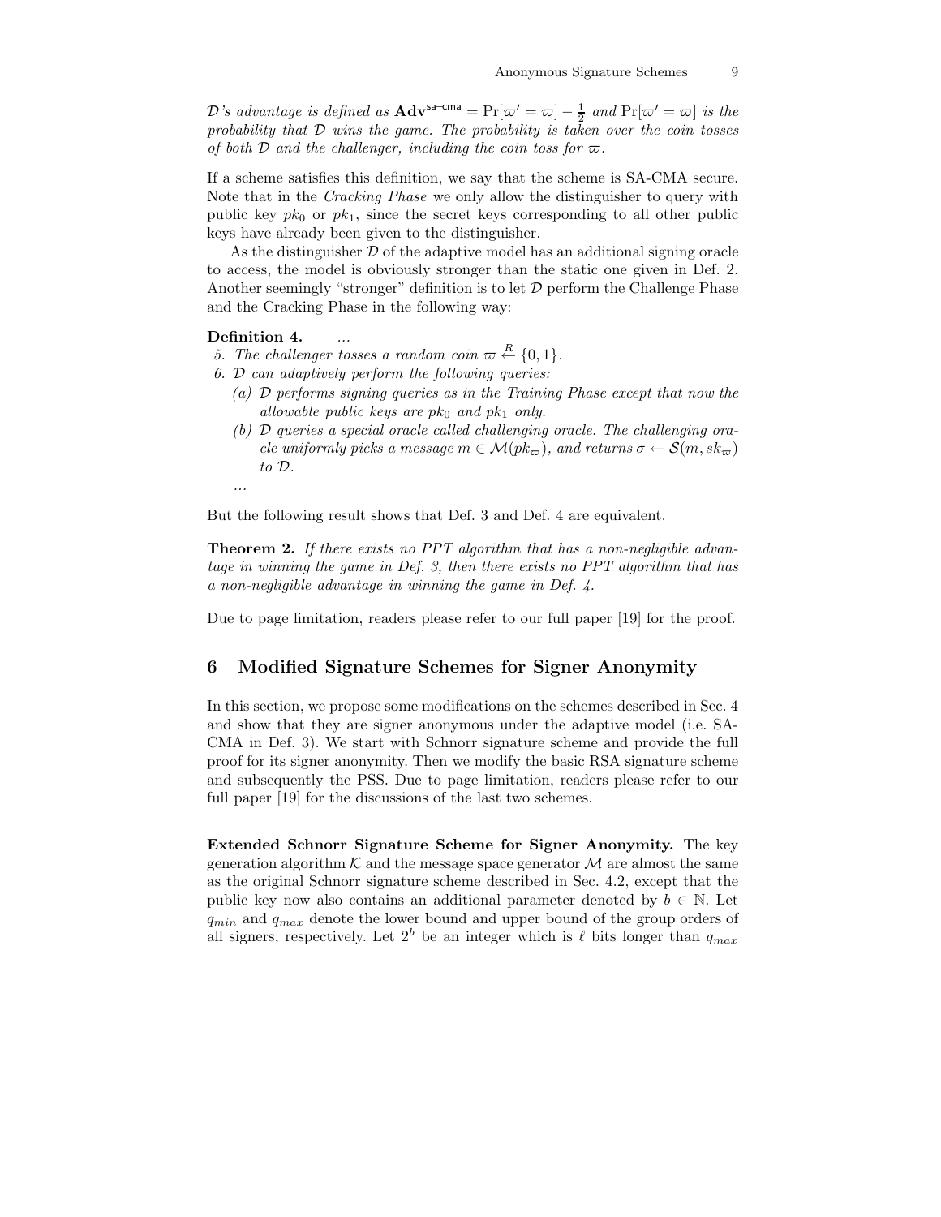*$\mathcal{D}$'s advantage is defined as* $\mathbf{Adv}^{\mathsf{sa\text{-}cma}} = \Pr[\varpi' = \varpi] - \frac{1}{2}$ *and* $\Pr[\varpi' = \varpi]$ *is the probability that* $\mathcal{D}$ *wins the game. The probability is taken over the coin tosses of both* $\mathcal{D}$ *and the challenger, including the coin toss for* $\varpi$.

If a scheme satisfies this definition, we say that the scheme is SA-CMA secure. Note that in the *Cracking Phase* we only allow the distinguisher to query with public key $pk_0$ or $pk_1$, since the secret keys corresponding to all other public keys have already been given to the distinguisher.

As the distinguisher $\mathcal{D}$ of the adaptive model has an additional signing oracle to access, the model is obviously stronger than the static one given in Def. 2. Another seemingly "stronger" definition is to let $\mathcal{D}$ perform the Challenge Phase and the Cracking Phase in the following way:

**Definition 4.** *...*

5. *The challenger tosses a random coin* $\varpi \xleftarrow{R} \{0, 1\}$.
6. $\mathcal{D}$ *can adaptively perform the following queries:*
   - (a) $\mathcal{D}$ *performs signing queries as in the Training Phase except that now the allowable public keys are* $pk_0$ *and* $pk_1$ *only.*
   - (b) $\mathcal{D}$ *queries a special oracle called challenging oracle. The challenging oracle uniformly picks a message* $m \in \mathcal{M}(pk_\varpi)$, *and returns* $\sigma \leftarrow \mathcal{S}(m, sk_\varpi)$ *to* $\mathcal{D}$.

   *...*

But the following result shows that Def. 3 and Def. 4 are equivalent.

**Theorem 2.** *If there exists no PPT algorithm that has a non-negligible advantage in winning the game in Def. 3, then there exists no PPT algorithm that has a non-negligible advantage in winning the game in Def. 4.*

Due to page limitation, readers please refer to our full paper [19] for the proof.

## 6 Modified Signature Schemes for Signer Anonymity

In this section, we propose some modifications on the schemes described in Sec. 4 and show that they are signer anonymous under the adaptive model (i.e. SA-CMA in Def. 3). We start with Schnorr signature scheme and provide the full proof for its signer anonymity. Then we modify the basic RSA signature scheme and subsequently the PSS. Due to page limitation, readers please refer to our full paper [19] for the discussions of the last two schemes.

**Extended Schnorr Signature Scheme for Signer Anonymity.** The key generation algorithm $\mathcal{K}$ and the message space generator $\mathcal{M}$ are almost the same as the original Schnorr signature scheme described in Sec. 4.2, except that the public key now also contains an additional parameter denoted by $b \in \mathbb{N}$. Let $q_{min}$ and $q_{max}$ denote the lower bound and upper bound of the group orders of all signers, respectively. Let $2^b$ be an integer which is $\ell$ bits longer than $q_{max}$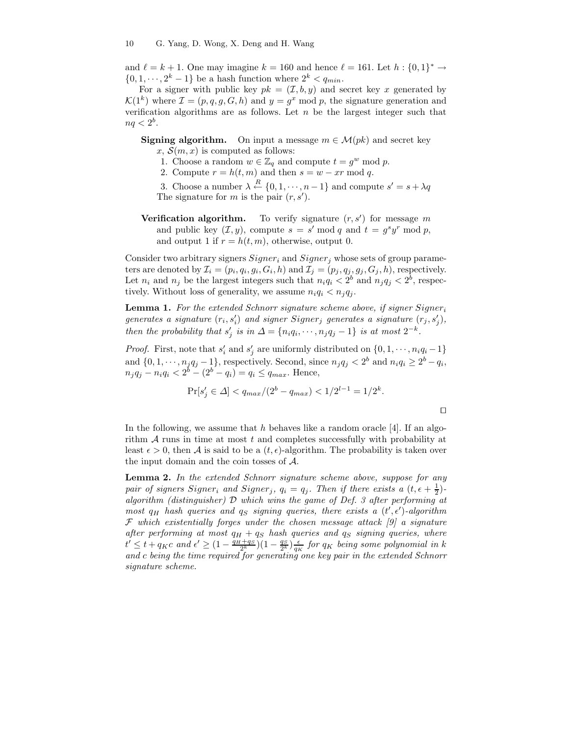and $\ell = k + 1$. One may imagine $k = 160$ and hence $\ell = 161$. Let $h : \{0,1\}^* \to \{0, 1, \cdots, 2^k - 1\}$ be a hash function where $2^k < q_{min}$.

For a signer with public key $pk = (\mathcal{I}, b, y)$ and secret key $x$ generated by $\mathcal{K}(1^k)$ where $\mathcal{I} = (p, q, g, G, h)$ and $y = g^x \bmod p$, the signature generation and verification algorithms are as follows. Let $n$ be the largest integer such that $nq < 2^b$.

**Signing algorithm.** On input a message $m \in \mathcal{M}(pk)$ and secret key $x$, $\mathcal{S}(m, x)$ is computed as follows:

1. Choose a random $w \in \mathbb{Z}_q$ and compute $t = g^w \bmod p$.
2. Compute $r = h(t, m)$ and then $s = w - xr \bmod q$.
3. Choose a number $\lambda \stackrel{R}{\leftarrow} \{0, 1, \cdots, n-1\}$ and compute $s' = s + \lambda q$

The signature for $m$ is the pair $(r, s')$.

**Verification algorithm.** To verify signature $(r, s')$ for message $m$ and public key $(\mathcal{I}, y)$, compute $s = s' \bmod q$ and $t = g^s y^r \bmod p$, and output 1 if $r = h(t, m)$, otherwise, output 0.

Consider two arbitrary signers $Signer_i$ and $Signer_j$ whose sets of group parameters are denoted by $\mathcal{I}_i = (p_i, q_i, g_i, G_i, h)$ and $\mathcal{I}_j = (p_j, q_j, g_j, G_j, h)$, respectively. Let $n_i$ and $n_j$ be the largest integers such that $n_i q_i < 2^b$ and $n_j q_j < 2^b$, respectively. Without loss of generality, we assume $n_i q_i < n_j q_j$.

**Lemma 1.** *For the extended Schnorr signature scheme above, if signer $Signer_i$ generates a signature $(r_i, s'_i)$ and signer $Signer_j$ generates a signature $(r_j, s'_j)$, then the probability that $s'_j$ is in $\Delta = \{n_i q_i, \cdots, n_j q_j - 1\}$ is at most $2^{-k}$.*

*Proof.* First, note that $s'_i$ and $s'_j$ are uniformly distributed on $\{0, 1, \cdots, n_i q_i - 1\}$ and $\{0, 1, \cdots, n_j q_j - 1\}$, respectively. Second, since $n_j q_j < 2^b$ and $n_i q_i \geq 2^b - q_i$, $n_j q_j - n_i q_i < 2^b - (2^b - q_i) = q_i \leq q_{max}$. Hence,

$$\Pr[s'_j \in \Delta] < q_{max}/(2^b - q_{max}) < 1/2^{l-1} = 1/2^k.$$

$\square$

In the following, we assume that $h$ behaves like a random oracle [4]. If an algorithm $\mathcal{A}$ runs in time at most $t$ and completes successfully with probability at least $\epsilon > 0$, then $\mathcal{A}$ is said to be a $(t, \epsilon)$-algorithm. The probability is taken over the input domain and the coin tosses of $\mathcal{A}$.

**Lemma 2.** *In the extended Schnorr signature scheme above, suppose for any pair of signers $Signer_i$ and $Signer_j$, $q_i = q_j$. Then if there exists a $(t, \epsilon + \frac{1}{2})$-algorithm (distinguisher) $\mathcal{D}$ which wins the game of Def. 3 after performing at most $q_H$ hash queries and $q_S$ signing queries, there exists a $(t', \epsilon')$-algorithm $\mathcal{F}$ which existentially forges under the chosen message attack [9] a signature after performing at most $q_H + q_S$ hash queries and $q_S$ signing queries, where $t' \leq t + q_K c$ and $\epsilon' \geq (1 - \frac{q_H + q_S}{2^k})(1 - \frac{q_S}{2^k})\frac{\epsilon}{q_K}$ for $q_K$ being some polynomial in $k$ and $c$ being the time required for generating one key pair in the extended Schnorr signature scheme.*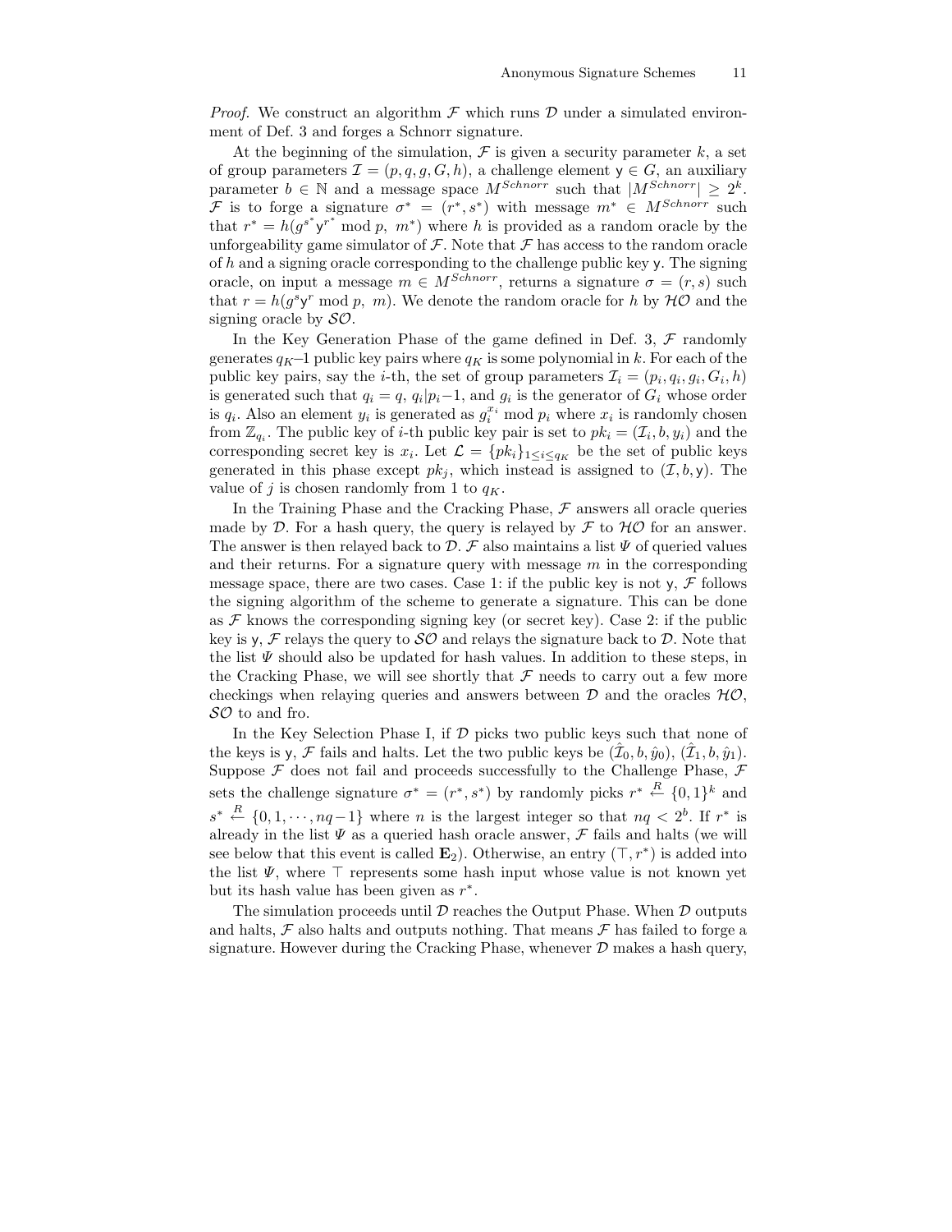*Proof.* We construct an algorithm $\mathcal{F}$ which runs $\mathcal{D}$ under a simulated environment of Def. 3 and forges a Schnorr signature.

At the beginning of the simulation, $\mathcal{F}$ is given a security parameter $k$, a set of group parameters $\mathcal{I} = (p, q, g, G, h)$, a challenge element $\mathsf{y} \in G$, an auxiliary parameter $b \in \mathbb{N}$ and a message space $M^{Schnorr}$ such that $|M^{Schnorr}| \geq 2^k$. $\mathcal{F}$ is to forge a signature $\sigma^* = (r^*, s^*)$ with message $m^* \in M^{Schnorr}$ such that $r^* = h(g^{s^*}\mathsf{y}^{r^*} \bmod p,\ m^*)$ where $h$ is provided as a random oracle by the unforgeability game simulator of $\mathcal{F}$. Note that $\mathcal{F}$ has access to the random oracle of $h$ and a signing oracle corresponding to the challenge public key $\mathsf{y}$. The signing oracle, on input a message $m \in M^{Schnorr}$, returns a signature $\sigma = (r, s)$ such that $r = h(g^s\mathsf{y}^r \bmod p,\ m)$. We denote the random oracle for $h$ by $\mathcal{HO}$ and the signing oracle by $\mathcal{SO}$.

In the Key Generation Phase of the game defined in Def. 3, $\mathcal{F}$ randomly generates $q_K$–1 public key pairs where $q_K$ is some polynomial in $k$. For each of the public key pairs, say the $i$-th, the set of group parameters $\mathcal{I}_i = (p_i, q_i, g_i, G_i, h)$ is generated such that $q_i = q$, $q_i | p_i - 1$, and $g_i$ is the generator of $G_i$ whose order is $q_i$. Also an element $y_i$ is generated as $g_i^{x_i} \bmod p_i$ where $x_i$ is randomly chosen from $\mathbb{Z}_{q_i}$. The public key of $i$-th public key pair is set to $pk_i = (\mathcal{I}_i, b, y_i)$ and the corresponding secret key is $x_i$. Let $\mathcal{L} = \{pk_i\}_{1 \leq i \leq q_K}$ be the set of public keys generated in this phase except $pk_j$, which instead is assigned to $(\mathcal{I}, b, \mathsf{y})$. The value of $j$ is chosen randomly from 1 to $q_K$.

In the Training Phase and the Cracking Phase, $\mathcal{F}$ answers all oracle queries made by $\mathcal{D}$. For a hash query, the query is relayed by $\mathcal{F}$ to $\mathcal{HO}$ for an answer. The answer is then relayed back to $\mathcal{D}$. $\mathcal{F}$ also maintains a list $\Psi$ of queried values and their returns. For a signature query with message $m$ in the corresponding message space, there are two cases. Case 1: if the public key is not $\mathsf{y}$, $\mathcal{F}$ follows the signing algorithm of the scheme to generate a signature. This can be done as $\mathcal{F}$ knows the corresponding signing key (or secret key). Case 2: if the public key is $\mathsf{y}$, $\mathcal{F}$ relays the query to $\mathcal{SO}$ and relays the signature back to $\mathcal{D}$. Note that the list $\Psi$ should also be updated for hash values. In addition to these steps, in the Cracking Phase, we will see shortly that $\mathcal{F}$ needs to carry out a few more checkings when relaying queries and answers between $\mathcal{D}$ and the oracles $\mathcal{HO}$, $\mathcal{SO}$ to and fro.

In the Key Selection Phase I, if $\mathcal{D}$ picks two public keys such that none of the keys is $\mathsf{y}$, $\mathcal{F}$ fails and halts. Let the two public keys be $(\hat{\mathcal{I}}_0, b, \hat{y}_0)$, $(\hat{\mathcal{I}}_1, b, \hat{y}_1)$. Suppose $\mathcal{F}$ does not fail and proceeds successfully to the Challenge Phase, $\mathcal{F}$ sets the challenge signature $\sigma^* = (r^*, s^*)$ by randomly picks $r^* \stackrel{R}{\leftarrow} \{0,1\}^k$ and $s^* \stackrel{R}{\leftarrow} \{0, 1, \cdots, nq-1\}$ where $n$ is the largest integer so that $nq < 2^b$. If $r^*$ is already in the list $\Psi$ as a queried hash oracle answer, $\mathcal{F}$ fails and halts (we will see below that this event is called $\mathbf{E}_2$). Otherwise, an entry $(\top, r^*)$ is added into the list $\Psi$, where $\top$ represents some hash input whose value is not known yet but its hash value has been given as $r^*$.

The simulation proceeds until $\mathcal{D}$ reaches the Output Phase. When $\mathcal{D}$ outputs and halts, $\mathcal{F}$ also halts and outputs nothing. That means $\mathcal{F}$ has failed to forge a signature. However during the Cracking Phase, whenever $\mathcal{D}$ makes a hash query,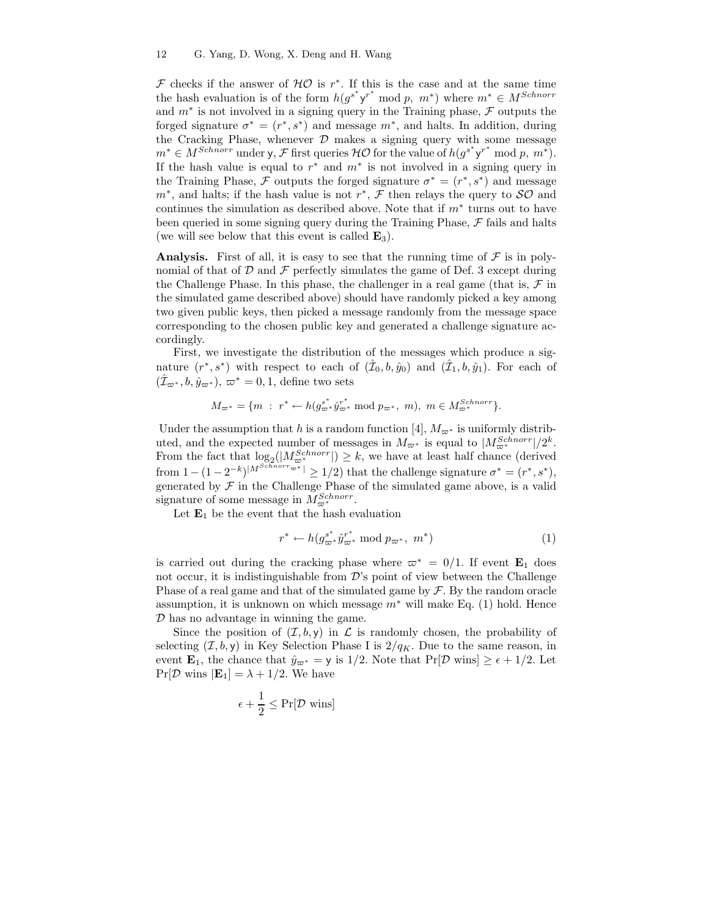$\mathcal{F}$ checks if the answer of $\mathcal{HO}$ is $r^*$. If this is the case and at the same time the hash evaluation is of the form $h(g^{s^*}\mathsf{y}^{r^*} \bmod p,\ m^*)$ where $m^* \in M^{Schnorr}$ and $m^*$ is not involved in a signing query in the Training phase, $\mathcal{F}$ outputs the forged signature $\sigma^* = (r^*, s^*)$ and message $m^*$, and halts. In addition, during the Cracking Phase, whenever $\mathcal{D}$ makes a signing query with some message $m^* \in M^{Schnorr}$ under $\mathsf{y}$, $\mathcal{F}$ first queries $\mathcal{HO}$ for the value of $h(g^{s^*}\mathsf{y}^{r^*} \bmod p,\ m^*)$. If the hash value is equal to $r^*$ and $m^*$ is not involved in a signing query in the Training Phase, $\mathcal{F}$ outputs the forged signature $\sigma^* = (r^*, s^*)$ and message $m^*$, and halts; if the hash value is not $r^*$, $\mathcal{F}$ then relays the query to $\mathcal{SO}$ and continues the simulation as described above. Note that if $m^*$ turns out to have been queried in some signing query during the Training Phase, $\mathcal{F}$ fails and halts (we will see below that this event is called $\mathbf{E}_3$).

**Analysis.** First of all, it is easy to see that the running time of $\mathcal{F}$ is in polynomial of that of $\mathcal{D}$ and $\mathcal{F}$ perfectly simulates the game of Def. 3 except during the Challenge Phase. In this phase, the challenger in a real game (that is, $\mathcal{F}$ in the simulated game described above) should have randomly picked a key among two given public keys, then picked a message randomly from the message space corresponding to the chosen public key and generated a challenge signature accordingly.

First, we investigate the distribution of the messages which produce a signature $(r^*, s^*)$ with respect to each of $(\hat{\mathcal{I}}_0, b, \hat{y}_0)$ and $(\hat{\mathcal{I}}_1, b, \hat{y}_1)$. For each of $(\hat{\mathcal{I}}_{\varpi^*}, b, \hat{y}_{\varpi^*})$, $\varpi^* = 0, 1$, define two sets

$$M_{\varpi^*} = \{m \ :\ r^* \leftarrow h(g_{\varpi^*}^{s^*}\hat{y}_{\varpi^*}^{r^*} \bmod p_{\varpi^*},\ m),\ m \in M_{\varpi^*}^{Schnorr}\}.$$

Under the assumption that $h$ is a random function [4], $M_{\varpi^*}$ is uniformly distributed, and the expected number of messages in $M_{\varpi^*}$ is equal to $|M_{\varpi^*}^{Schnorr}|/2^k$. From the fact that $\log_2(|M_{\varpi^*}^{Schnorr}|) \geq k$, we have at least half chance (derived from $1-(1-2^{-k})^{|M^{Schnorr}{}_{\varpi^*}|} \geq 1/2$) that the challenge signature $\sigma^* = (r^*, s^*)$, generated by $\mathcal{F}$ in the Challenge Phase of the simulated game above, is a valid signature of some message in $M_{\varpi^*}^{Schnorr}$.

Let $\mathbf{E}_1$ be the event that the hash evaluation

$$r^* \leftarrow h(g_{\varpi^*}^{s^*}\hat{y}_{\varpi^*}^{r^*} \bmod p_{\varpi^*},\ m^*) \tag{1}$$

is carried out during the cracking phase where $\varpi^* = 0/1$. If event $\mathbf{E}_1$ does not occur, it is indistinguishable from $\mathcal{D}$'s point of view between the Challenge Phase of a real game and that of the simulated game by $\mathcal{F}$. By the random oracle assumption, it is unknown on which message $m^*$ will make Eq. (1) hold. Hence $\mathcal{D}$ has no advantage in winning the game.

Since the position of $(\mathcal{I}, b, \mathsf{y})$ in $\mathcal{L}$ is randomly chosen, the probability of selecting $(\mathcal{I}, b, \mathsf{y})$ in Key Selection Phase I is $2/q_K$. Due to the same reason, in event $\mathbf{E}_1$, the chance that $\hat{y}_{\varpi^*} = \mathsf{y}$ is $1/2$. Note that $\Pr[\mathcal{D} \text{ wins}] \geq \epsilon + 1/2$. Let $\Pr[\mathcal{D} \text{ wins } |\mathbf{E}_1] = \lambda + 1/2$. We have

$$\epsilon + \frac{1}{2} \leq \Pr[\mathcal{D} \text{ wins}]$$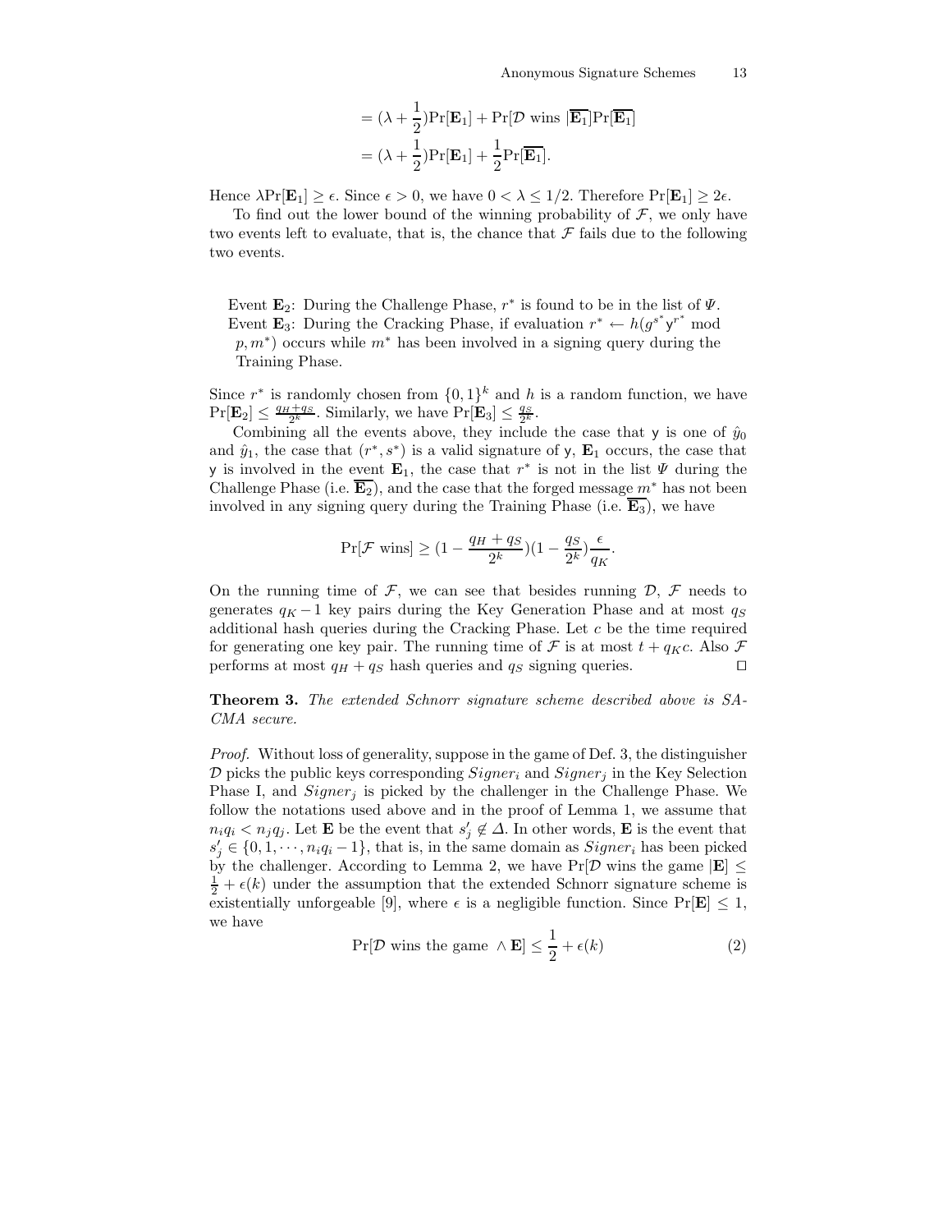$$= (\lambda + \frac{1}{2})\Pr[\mathbf{E}_1] + \Pr[\mathcal{D} \text{ wins } |\overline{\mathbf{E}_1}]\Pr[\overline{\mathbf{E}_1}]$$

$$= (\lambda + \frac{1}{2})\Pr[\mathbf{E}_1] + \frac{1}{2}\Pr[\overline{\mathbf{E}_1}].$$

Hence $\lambda \Pr[\mathbf{E}_1] \geq \epsilon$. Since $\epsilon > 0$, we have $0 < \lambda \leq 1/2$. Therefore $\Pr[\mathbf{E}_1] \geq 2\epsilon$.

To find out the lower bound of the winning probability of $\mathcal{F}$, we only have two events left to evaluate, that is, the chance that $\mathcal{F}$ fails due to the following two events.

> Event $\mathbf{E}_2$: During the Challenge Phase, $r^*$ is found to be in the list of $\Psi$.
> Event $\mathbf{E}_3$: During the Cracking Phase, if evaluation $r^* \leftarrow h(g^{s^*}\mathsf{y}^{r^*} \bmod p, m^*)$ occurs while $m^*$ has been involved in a signing query during the Training Phase.

Since $r^*$ is randomly chosen from $\{0,1\}^k$ and $h$ is a random function, we have $\Pr[\mathbf{E}_2] \leq \frac{q_H + q_S}{2^k}$. Similarly, we have $\Pr[\mathbf{E}_3] \leq \frac{q_S}{2^k}$.

Combining all the events above, they include the case that $\mathsf{y}$ is one of $\hat{y}_0$ and $\hat{y}_1$, the case that $(r^*, s^*)$ is a valid signature of $\mathsf{y}$, $\mathbf{E}_1$ occurs, the case that $\mathsf{y}$ is involved in the event $\mathbf{E}_1$, the case that $r^*$ is not in the list $\Psi$ during the Challenge Phase (i.e. $\overline{\mathbf{E}_2}$), and the case that the forged message $m^*$ has not been involved in any signing query during the Training Phase (i.e. $\overline{\mathbf{E}_3}$), we have

$$\Pr[\mathcal{F} \text{ wins}] \geq (1 - \frac{q_H + q_S}{2^k})(1 - \frac{q_S}{2^k})\frac{\epsilon}{q_K}.$$

On the running time of $\mathcal{F}$, we can see that besides running $\mathcal{D}$, $\mathcal{F}$ needs to generates $q_K - 1$ key pairs during the Key Generation Phase and at most $q_S$ additional hash queries during the Cracking Phase. Let $c$ be the time required for generating one key pair. The running time of $\mathcal{F}$ is at most $t + q_K c$. Also $\mathcal{F}$ performs at most $q_H + q_S$ hash queries and $q_S$ signing queries. □

**Theorem 3.** *The extended Schnorr signature scheme described above is SA-CMA secure.*

*Proof.* Without loss of generality, suppose in the game of Def. 3, the distinguisher $\mathcal{D}$ picks the public keys corresponding $Signer_i$ and $Signer_j$ in the Key Selection Phase I, and $Signer_j$ is picked by the challenger in the Challenge Phase. We follow the notations used above and in the proof of Lemma 1, we assume that $n_i q_i < n_j q_j$. Let $\mathbf{E}$ be the event that $s'_j \notin \Delta$. In other words, $\mathbf{E}$ is the event that $s'_j \in \{0, 1, \cdots, n_i q_i - 1\}$, that is, in the same domain as $Signer_i$ has been picked by the challenger. According to Lemma 2, we have $\Pr[\mathcal{D} \text{ wins the game } |\mathbf{E}] \leq \frac{1}{2} + \epsilon(k)$ under the assumption that the extended Schnorr signature scheme is existentially unforgeable [9], where $\epsilon$ is a negligible function. Since $\Pr[\mathbf{E}] \leq 1$, we have

$$\Pr[\mathcal{D} \text{ wins the game } \wedge \mathbf{E}] \leq \frac{1}{2} + \epsilon(k) \tag{2}$$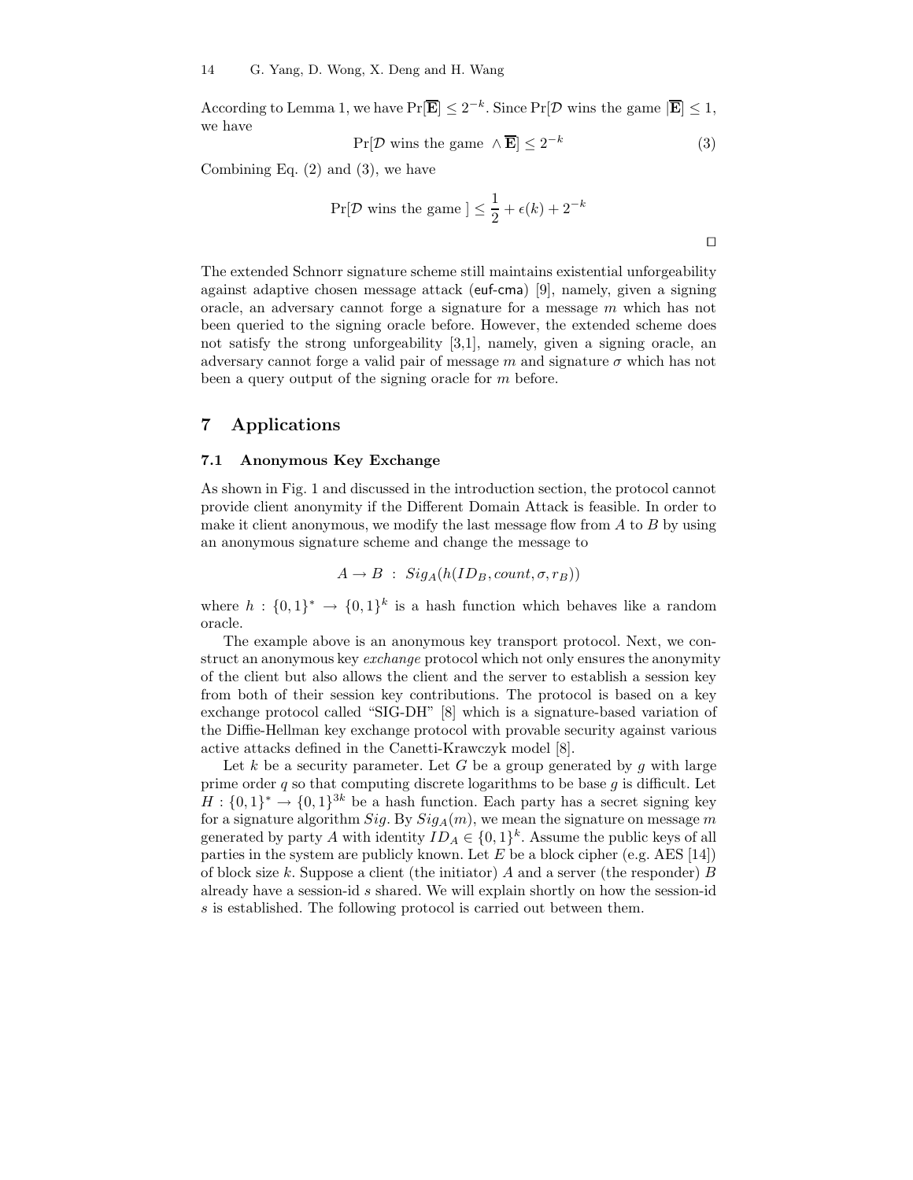According to Lemma 1, we have $\Pr[\overline{\mathbf{E}}] \leq 2^{-k}$. Since $\Pr[\mathcal{D}$ wins the game $|\overline{\mathbf{E}}] \leq 1$, we have

$$\Pr[\mathcal{D} \text{ wins the game } \wedge \overline{\mathbf{E}}] \leq 2^{-k} \tag{3}$$

Combining Eq. (2) and (3), we have

$$\Pr[\mathcal{D} \text{ wins the game }] \leq \frac{1}{2} + \epsilon(k) + 2^{-k}$$

□

The extended Schnorr signature scheme still maintains existential unforgeability against adaptive chosen message attack (euf-cma) [9], namely, given a signing oracle, an adversary cannot forge a signature for a message $m$ which has not been queried to the signing oracle before. However, the extended scheme does not satisfy the strong unforgeability [3,1], namely, given a signing oracle, an adversary cannot forge a valid pair of message $m$ and signature $\sigma$ which has not been a query output of the signing oracle for $m$ before.

## 7 Applications

### 7.1 Anonymous Key Exchange

As shown in Fig. 1 and discussed in the introduction section, the protocol cannot provide client anonymity if the Different Domain Attack is feasible. In order to make it client anonymous, we modify the last message flow from $A$ to $B$ by using an anonymous signature scheme and change the message to

$$A \rightarrow B \ : \ Sig_A(h(ID_B, count, \sigma, r_B))$$

where $h : \{0,1\}^* \rightarrow \{0,1\}^k$ is a hash function which behaves like a random oracle.

The example above is an anonymous key transport protocol. Next, we construct an anonymous key *exchange* protocol which not only ensures the anonymity of the client but also allows the client and the server to establish a session key from both of their session key contributions. The protocol is based on a key exchange protocol called "SIG-DH" [8] which is a signature-based variation of the Diffie-Hellman key exchange protocol with provable security against various active attacks defined in the Canetti-Krawczyk model [8].

Let $k$ be a security parameter. Let $G$ be a group generated by $g$ with large prime order $q$ so that computing discrete logarithms to be base $g$ is difficult. Let $H : \{0,1\}^* \rightarrow \{0,1\}^{3k}$ be a hash function. Each party has a secret signing key for a signature algorithm $Sig$. By $Sig_A(m)$, we mean the signature on message $m$ generated by party $A$ with identity $ID_A \in \{0,1\}^k$. Assume the public keys of all parties in the system are publicly known. Let $E$ be a block cipher (e.g. AES [14]) of block size $k$. Suppose a client (the initiator) $A$ and a server (the responder) $B$ already have a session-id $s$ shared. We will explain shortly on how the session-id $s$ is established. The following protocol is carried out between them.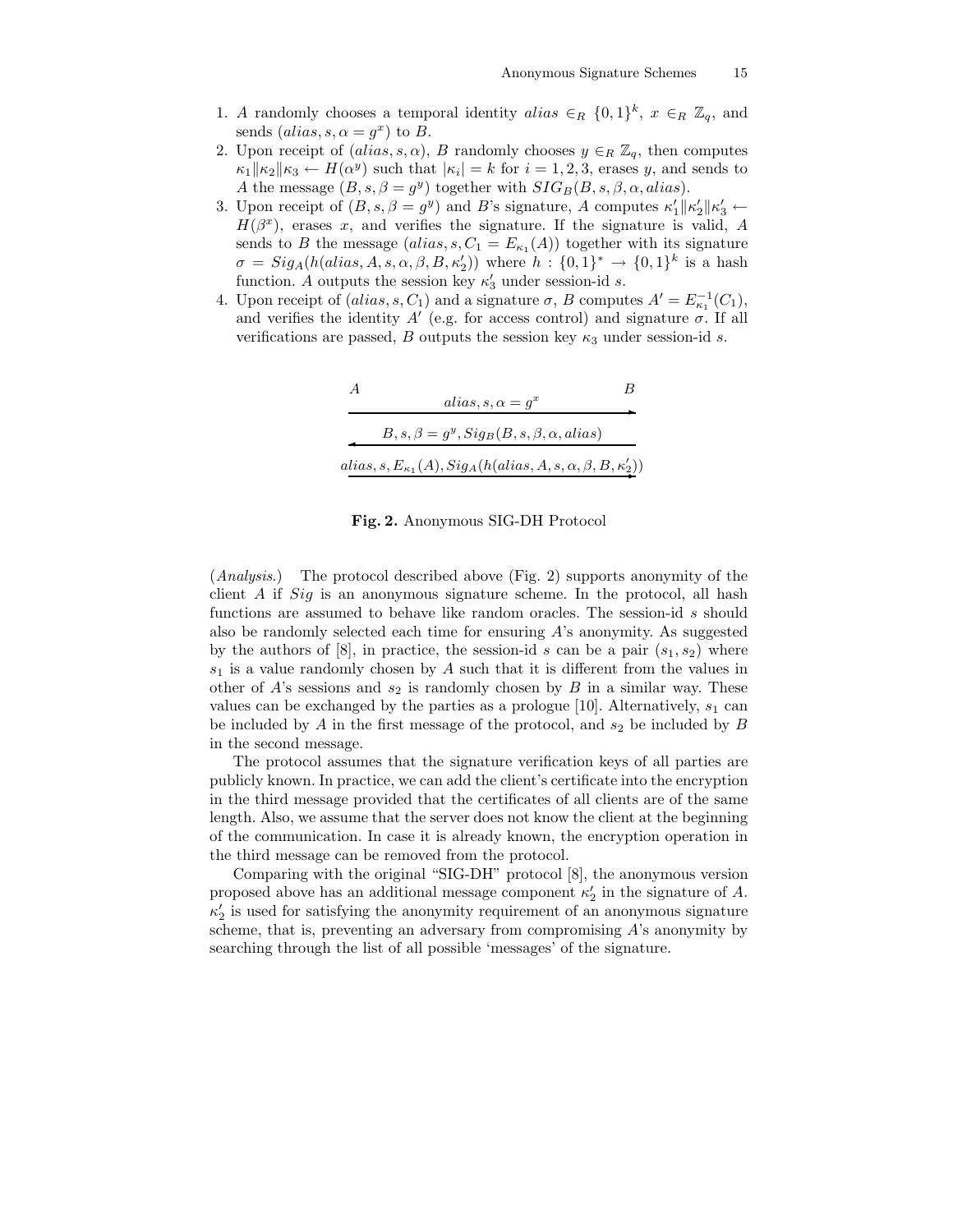1. $A$ randomly chooses a temporal identity $alias \in_R \{0,1\}^k$, $x \in_R \mathbb{Z}_q$, and sends $(alias, s, \alpha = g^x)$ to $B$.
2. Upon receipt of $(alias, s, \alpha)$, $B$ randomly chooses $y \in_R \mathbb{Z}_q$, then computes $\kappa_1 \| \kappa_2 \| \kappa_3 \leftarrow H(\alpha^y)$ such that $|\kappa_i| = k$ for $i = 1, 2, 3$, erases $y$, and sends to $A$ the message $(B, s, \beta = g^y)$ together with $SIG_B(B, s, \beta, \alpha, alias)$.
3. Upon receipt of $(B, s, \beta = g^y)$ and $B$'s signature, $A$ computes $\kappa_1' \| \kappa_2' \| \kappa_3' \leftarrow H(\beta^x)$, erases $x$, and verifies the signature. If the signature is valid, $A$ sends to $B$ the message $(alias, s, C_1 = E_{\kappa_1}(A))$ together with its signature $\sigma = Sig_A(h(alias, A, s, \alpha, \beta, B, \kappa_2'))$ where $h : \{0,1\}^* \rightarrow \{0,1\}^k$ is a hash function. $A$ outputs the session key $\kappa_3'$ under session-id $s$.
4. Upon receipt of $(alias, s, C_1)$ and a signature $\sigma$, $B$ computes $A' = E_{\kappa_1}^{-1}(C_1)$, and verifies the identity $A'$ (e.g. for access control) and signature $\sigma$. If all verifications are passed, $B$ outputs the session key $\kappa_3$ under session-id $s$.

$$
\begin{array}{ccc}
A & & B \\
 & \xrightarrow{\quad alias, s, \alpha = g^x \quad} & \\
 & \xleftarrow{\quad B, s, \beta = g^y, Sig_B(B, s, \beta, \alpha, alias) \quad} & \\
 & \xrightarrow{\quad alias, s, E_{\kappa_1}(A), Sig_A(h(alias, A, s, \alpha, \beta, B, \kappa_2')) \quad} &
\end{array}
$$

**Fig. 2.** Anonymous SIG-DH Protocol

(*Analysis.*) The protocol described above (Fig. 2) supports anonymity of the client $A$ if $Sig$ is an anonymous signature scheme. In the protocol, all hash functions are assumed to behave like random oracles. The session-id $s$ should also be randomly selected each time for ensuring $A$'s anonymity. As suggested by the authors of [8], in practice, the session-id $s$ can be a pair $(s_1, s_2)$ where $s_1$ is a value randomly chosen by $A$ such that it is different from the values in other of $A$'s sessions and $s_2$ is randomly chosen by $B$ in a similar way. These values can be exchanged by the parties as a prologue [10]. Alternatively, $s_1$ can be included by $A$ in the first message of the protocol, and $s_2$ be included by $B$ in the second message.

The protocol assumes that the signature verification keys of all parties are publicly known. In practice, we can add the client's certificate into the encryption in the third message provided that the certificates of all clients are of the same length. Also, we assume that the server does not know the client at the beginning of the communication. In case it is already known, the encryption operation in the third message can be removed from the protocol.

Comparing with the original "SIG-DH" protocol [8], the anonymous version proposed above has an additional message component $\kappa_2'$ in the signature of $A$. $\kappa_2'$ is used for satisfying the anonymity requirement of an anonymous signature scheme, that is, preventing an adversary from compromising $A$'s anonymity by searching through the list of all possible 'messages' of the signature.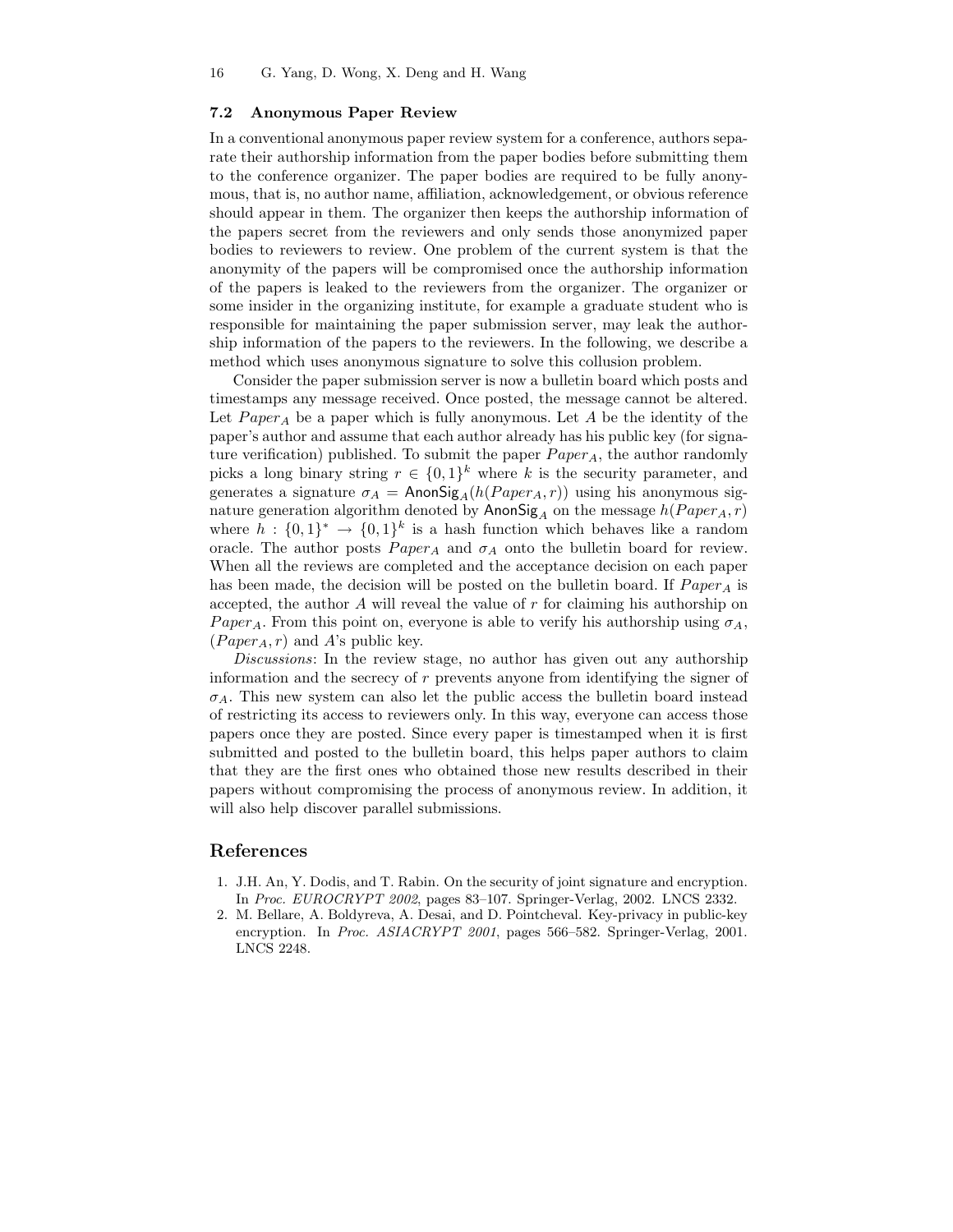### 7.2 Anonymous Paper Review

In a conventional anonymous paper review system for a conference, authors separate their authorship information from the paper bodies before submitting them to the conference organizer. The paper bodies are required to be fully anonymous, that is, no author name, affiliation, acknowledgement, or obvious reference should appear in them. The organizer then keeps the authorship information of the papers secret from the reviewers and only sends those anonymized paper bodies to reviewers to review. One problem of the current system is that the anonymity of the papers will be compromised once the authorship information of the papers is leaked to the reviewers from the organizer. The organizer or some insider in the organizing institute, for example a graduate student who is responsible for maintaining the paper submission server, may leak the authorship information of the papers to the reviewers. In the following, we describe a method which uses anonymous signature to solve this collusion problem.

Consider the paper submission server is now a bulletin board which posts and timestamps any message received. Once posted, the message cannot be altered. Let $Paper_A$ be a paper which is fully anonymous. Let $A$ be the identity of the paper's author and assume that each author already has his public key (for signature verification) published. To submit the paper $Paper_A$, the author randomly picks a long binary string $r \in \{0,1\}^k$ where $k$ is the security parameter, and generates a signature $\sigma_A = \mathsf{AnonSig}_A(h(Paper_A, r))$ using his anonymous signature generation algorithm denoted by $\mathsf{AnonSig}_A$ on the message $h(Paper_A, r)$ where $h : \{0,1\}^* \rightarrow \{0,1\}^k$ is a hash function which behaves like a random oracle. The author posts $Paper_A$ and $\sigma_A$ onto the bulletin board for review. When all the reviews are completed and the acceptance decision on each paper has been made, the decision will be posted on the bulletin board. If $Paper_A$ is accepted, the author $A$ will reveal the value of $r$ for claiming his authorship on $Paper_A$. From this point on, everyone is able to verify his authorship using $\sigma_A$, $(Paper_A, r)$ and $A$'s public key.

*Discussions*: In the review stage, no author has given out any authorship information and the secrecy of $r$ prevents anyone from identifying the signer of $\sigma_A$. This new system can also let the public access the bulletin board instead of restricting its access to reviewers only. In this way, everyone can access those papers once they are posted. Since every paper is timestamped when it is first submitted and posted to the bulletin board, this helps paper authors to claim that they are the first ones who obtained those new results described in their papers without compromising the process of anonymous review. In addition, it will also help discover parallel submissions.

## References

1. J.H. An, Y. Dodis, and T. Rabin. On the security of joint signature and encryption. In *Proc. EUROCRYPT 2002*, pages 83–107. Springer-Verlag, 2002. LNCS 2332.
2. M. Bellare, A. Boldyreva, A. Desai, and D. Pointcheval. Key-privacy in public-key encryption. In *Proc. ASIACRYPT 2001*, pages 566–582. Springer-Verlag, 2001. LNCS 2248.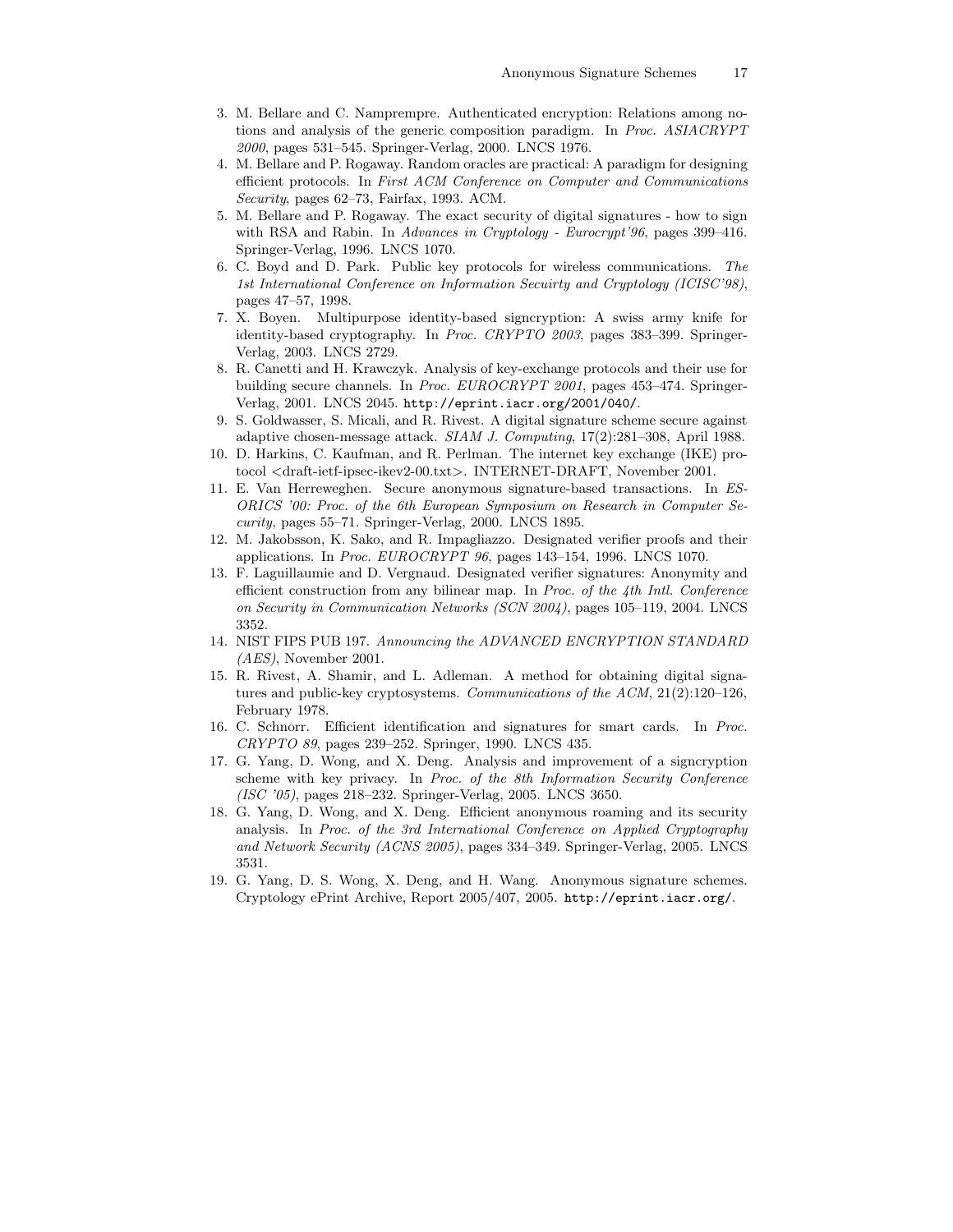3. M. Bellare and C. Namprempre. Authenticated encryption: Relations among notions and analysis of the generic composition paradigm. In *Proc. ASIACRYPT 2000*, pages 531–545. Springer-Verlag, 2000. LNCS 1976.
4. M. Bellare and P. Rogaway. Random oracles are practical: A paradigm for designing efficient protocols. In *First ACM Conference on Computer and Communications Security*, pages 62–73, Fairfax, 1993. ACM.
5. M. Bellare and P. Rogaway. The exact security of digital signatures - how to sign with RSA and Rabin. In *Advances in Cryptology - Eurocrypt'96*, pages 399–416. Springer-Verlag, 1996. LNCS 1070.
6. C. Boyd and D. Park. Public key protocols for wireless communications. *The 1st International Conference on Information Secuirty and Cryptology (ICISC'98)*, pages 47–57, 1998.
7. X. Boyen. Multipurpose identity-based signcryption: A swiss army knife for identity-based cryptography. In *Proc. CRYPTO 2003*, pages 383–399. Springer-Verlag, 2003. LNCS 2729.
8. R. Canetti and H. Krawczyk. Analysis of key-exchange protocols and their use for building secure channels. In *Proc. EUROCRYPT 2001*, pages 453–474. Springer-Verlag, 2001. LNCS 2045. `http://eprint.iacr.org/2001/040/`.
9. S. Goldwasser, S. Micali, and R. Rivest. A digital signature scheme secure against adaptive chosen-message attack. *SIAM J. Computing*, 17(2):281–308, April 1988.
10. D. Harkins, C. Kaufman, and R. Perlman. The internet key exchange (IKE) protocol <draft-ietf-ipsec-ikev2-00.txt>. INTERNET-DRAFT, November 2001.
11. E. Van Herreweghen. Secure anonymous signature-based transactions. In *ESORICS '00: Proc. of the 6th European Symposium on Research in Computer Security*, pages 55–71. Springer-Verlag, 2000. LNCS 1895.
12. M. Jakobsson, K. Sako, and R. Impagliazzo. Designated verifier proofs and their applications. In *Proc. EUROCRYPT 96*, pages 143–154, 1996. LNCS 1070.
13. F. Laguillaumie and D. Vergnaud. Designated verifier signatures: Anonymity and efficient construction from any bilinear map. In *Proc. of the 4th Intl. Conference on Security in Communication Networks (SCN 2004)*, pages 105–119, 2004. LNCS 3352.
14. NIST FIPS PUB 197. *Announcing the ADVANCED ENCRYPTION STANDARD (AES)*, November 2001.
15. R. Rivest, A. Shamir, and L. Adleman. A method for obtaining digital signatures and public-key cryptosystems. *Communications of the ACM*, 21(2):120–126, February 1978.
16. C. Schnorr. Efficient identification and signatures for smart cards. In *Proc. CRYPTO 89*, pages 239–252. Springer, 1990. LNCS 435.
17. G. Yang, D. Wong, and X. Deng. Analysis and improvement of a signcryption scheme with key privacy. In *Proc. of the 8th Information Security Conference (ISC '05)*, pages 218–232. Springer-Verlag, 2005. LNCS 3650.
18. G. Yang, D. Wong, and X. Deng. Efficient anonymous roaming and its security analysis. In *Proc. of the 3rd International Conference on Applied Cryptography and Network Security (ACNS 2005)*, pages 334–349. Springer-Verlag, 2005. LNCS 3531.
19. G. Yang, D. S. Wong, X. Deng, and H. Wang. Anonymous signature schemes. Cryptology ePrint Archive, Report 2005/407, 2005. `http://eprint.iacr.org/`.